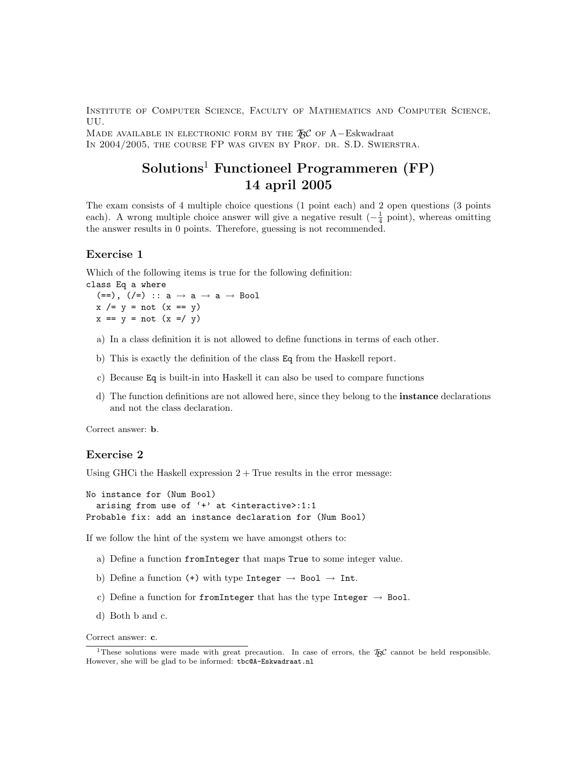INSTITUTE OF COMPUTER SCIENCE, FACULTY OF MATHEMATICS AND COMPUTER SCIENCE, UU.
MADE AVAILABLE IN ELECTRONIC FORM BY THE $\mathcal{T}_{\mathcal{B}}\mathcal{C}$ OF A−Eskwadraat
IN 2004/2005, THE COURSE FP WAS GIVEN BY PROF. DR. S.D. SWIERSTRA.

# Solutions[1] Functioneel Programmeren (FP)
# 14 april 2005

The exam consists of 4 multiple choice questions (1 point each) and 2 open questions (3 points each). A wrong multiple choice answer will give a negative result ($-\frac{1}{4}$ point), whereas omitting the answer results in 0 points. Therefore, guessing is not recommended.

## Exercise 1

Which of the following items is true for the following definition:

```
class Eq a where
  (==), (/=) :: a → a → a → Bool
  x /= y = not (x == y)
  x == y = not (x =/ y)
```

a) In a class definition it is not allowed to define functions in terms of each other.

b) This is exactly the definition of the class `Eq` from the Haskell report.

c) Because `Eq` is built-in into Haskell it can also be used to compare functions

d) The function definitions are not allowed here, since they belong to the **instance** declarations and not the class declaration.

Correct answer: **b**.

## Exercise 2

Using GHCi the Haskell expression 2 + True results in the error message:

```
No instance for (Num Bool)
  arising from use of '+' at <interactive>:1:1
Probable fix: add an instance declaration for (Num Bool)
```

If we follow the hint of the system we have amongst others to:

a) Define a function `fromInteger` that maps `True` to some integer value.

b) Define a function `(+)` with type `Integer → Bool → Int`.

c) Define a function for `fromInteger` that has the type `Integer → Bool`.

d) Both b and c.

Correct answer: **c**.

---

[1] These solutions were made with great precaution. In case of errors, the $\mathcal{T}_{\mathcal{B}}\mathcal{C}$ cannot be held responsible. However, she will be glad to be informed: `tbc@A-Eskwadraat.nl`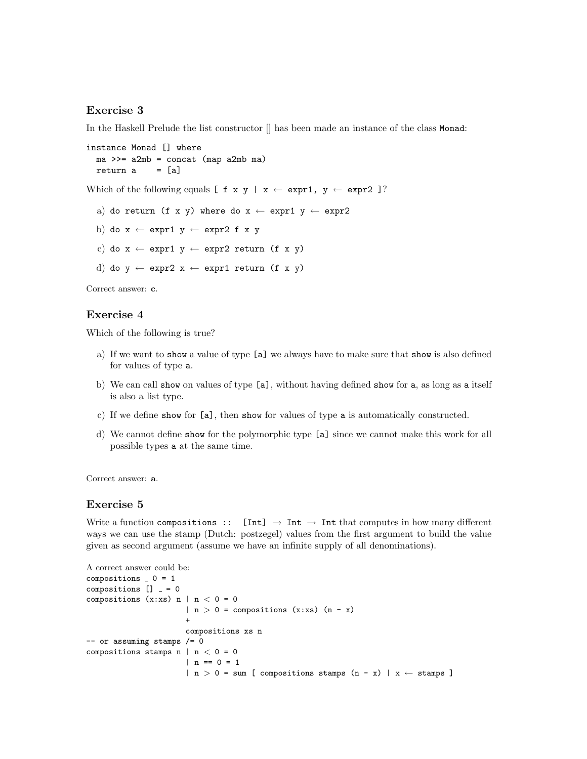## Exercise 3

In the Haskell Prelude the list constructor [] has been made an instance of the class `Monad`:

```
instance Monad [] where
  ma >>= a2mb = concat (map a2mb ma)
  return a    = [a]
```

Which of the following equals `[ f x y | x ← expr1, y ← expr2 ]`?

a) `do return (f x y) where do x ← expr1 y ← expr2`

b) `do x ← expr1 y ← expr2 f x y`

c) `do x ← expr1 y ← expr2 return (f x y)`

d) `do y ← expr2 x ← expr1 return (f x y)`

Correct answer: **c**.

## Exercise 4

Which of the following is true?

a) If we want to `show` a value of type `[a]` we always have to make sure that `show` is also defined for values of type `a`.

b) We can call `show` on values of type `[a]`, without having defined `show` for `a`, as long as `a` itself is also a list type.

c) If we define `show` for `[a]`, then `show` for values of type `a` is automatically constructed.

d) We cannot define `show` for the polymorphic type `[a]` since we cannot make this work for all possible types `a` at the same time.

Correct answer: **a**.

## Exercise 5

Write a function `compositions :: [Int] → Int → Int` that computes in how many different ways we can use the stamp (Dutch: postzegel) values from the first argument to build the value given as second argument (assume we have an infinite supply of all denominations).

A correct answer could be:

```
compositions _ 0 = 1
compositions [] _ = 0
compositions (x:xs) n | n < 0 = 0
                      | n > 0 = compositions (x:xs) (n - x)
                      +
                      compositions xs n
-- or assuming stamps /= 0
compositions stamps n | n < 0 = 0
                      | n == 0 = 1
                      | n > 0 = sum [ compositions stamps (n - x) | x ← stamps ]
```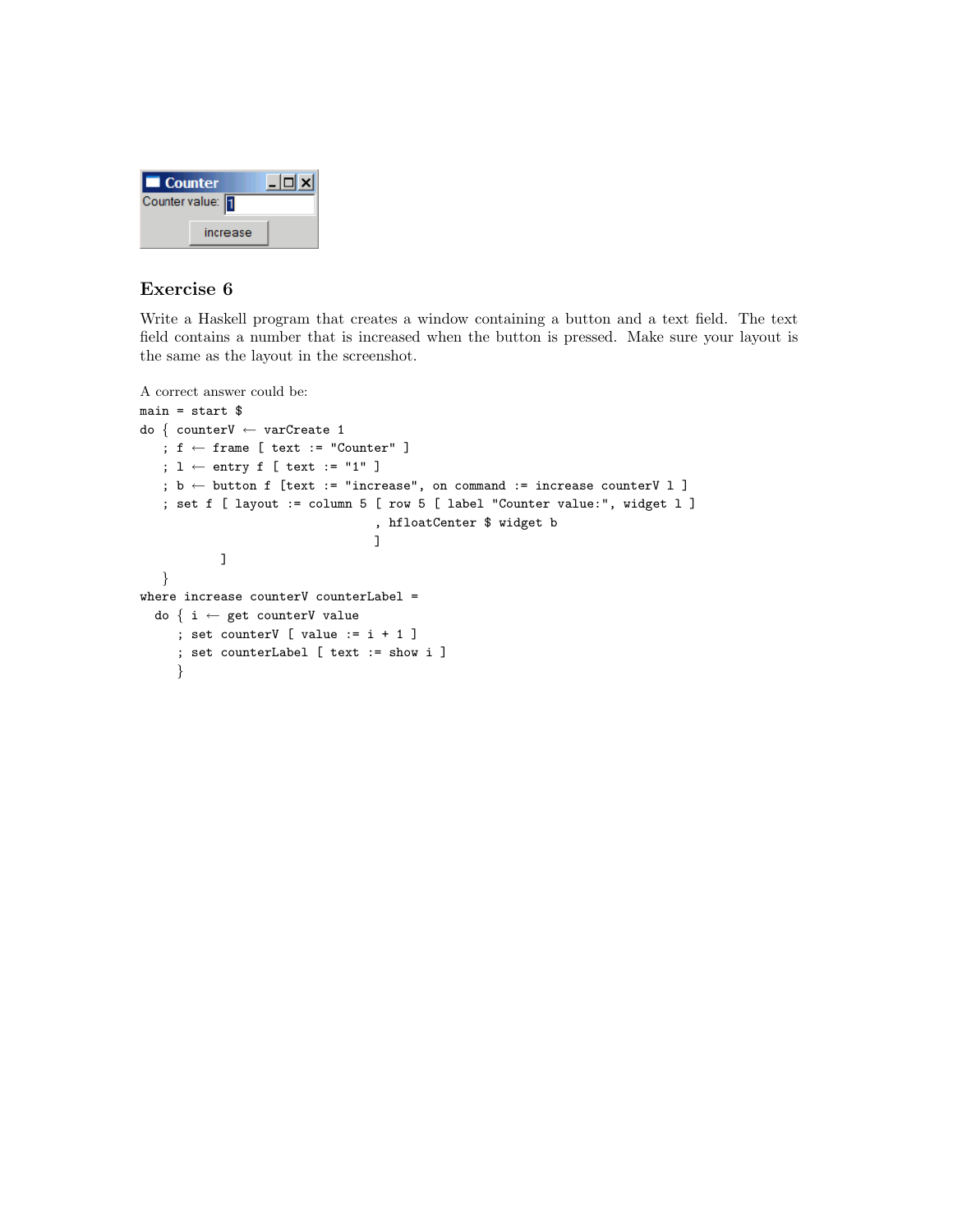## Exercise 6

Write a Haskell program that creates a window containing a button and a text field. The text field contains a number that is increased when the button is pressed. Make sure your layout is the same as the layout in the screenshot.

A correct answer could be:

```
main = start $
do { counterV ← varCreate 1
   ; f ← frame [ text := "Counter" ]
   ; l ← entry f [ text := "1" ]
   ; b ← button f [text := "increase", on command := increase counterV l ]
   ; set f [ layout := column 5 [ row 5 [ label "Counter value:", widget l ]
                                 , hfloatCenter $ widget b
                                 ]
           ]
   }
where increase counterV counterLabel =
  do { i ← get counterV value
     ; set counterV [ value := i + 1 ]
     ; set counterLabel [ text := show i ]
     }
```